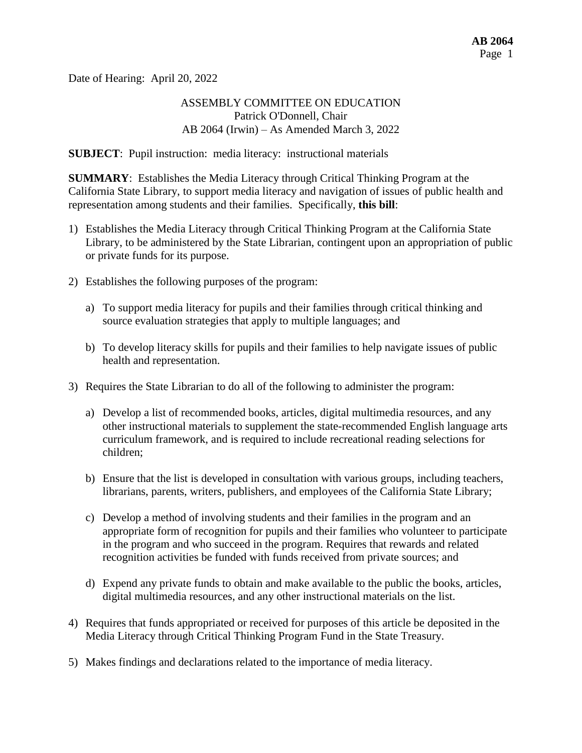Date of Hearing: April 20, 2022

ASSEMBLY COMMITTEE ON EDUCATION
Patrick O'Donnell, Chair
AB 2064 (Irwin) – As Amended March 3, 2022

**SUBJECT**: Pupil instruction: media literacy: instructional materials

**SUMMARY**: Establishes the Media Literacy through Critical Thinking Program at the California State Library, to support media literacy and navigation of issues of public health and representation among students and their families. Specifically, **this bill**:

1) Establishes the Media Literacy through Critical Thinking Program at the California State Library, to be administered by the State Librarian, contingent upon an appropriation of public or private funds for its purpose.

2) Establishes the following purposes of the program:

   a) To support media literacy for pupils and their families through critical thinking and source evaluation strategies that apply to multiple languages; and

   b) To develop literacy skills for pupils and their families to help navigate issues of public health and representation.

3) Requires the State Librarian to do all of the following to administer the program:

   a) Develop a list of recommended books, articles, digital multimedia resources, and any other instructional materials to supplement the state-recommended English language arts curriculum framework, and is required to include recreational reading selections for children;

   b) Ensure that the list is developed in consultation with various groups, including teachers, librarians, parents, writers, publishers, and employees of the California State Library;

   c) Develop a method of involving students and their families in the program and an appropriate form of recognition for pupils and their families who volunteer to participate in the program and who succeed in the program. Requires that rewards and related recognition activities be funded with funds received from private sources; and

   d) Expend any private funds to obtain and make available to the public the books, articles, digital multimedia resources, and any other instructional materials on the list.

4) Requires that funds appropriated or received for purposes of this article be deposited in the Media Literacy through Critical Thinking Program Fund in the State Treasury.

5) Makes findings and declarations related to the importance of media literacy.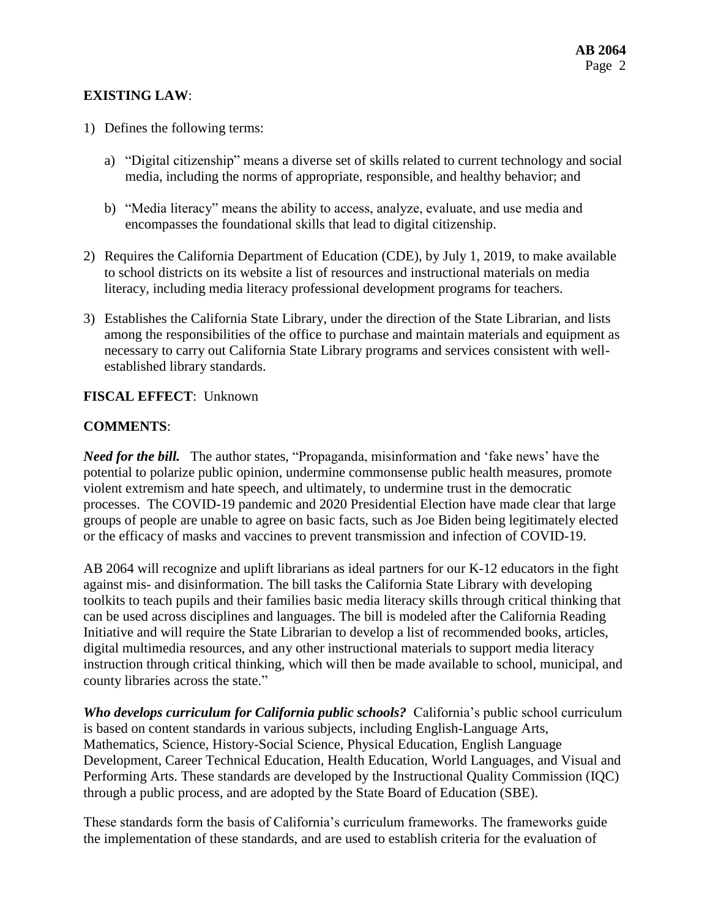**EXISTING LAW**:

1) Defines the following terms:

   a) "Digital citizenship" means a diverse set of skills related to current technology and social media, including the norms of appropriate, responsible, and healthy behavior; and

   b) "Media literacy" means the ability to access, analyze, evaluate, and use media and encompasses the foundational skills that lead to digital citizenship.

2) Requires the California Department of Education (CDE), by July 1, 2019, to make available to school districts on its website a list of resources and instructional materials on media literacy, including media literacy professional development programs for teachers.

3) Establishes the California State Library, under the direction of the State Librarian, and lists among the responsibilities of the office to purchase and maintain materials and equipment as necessary to carry out California State Library programs and services consistent with well-established library standards.

**FISCAL EFFECT**: Unknown

**COMMENTS**:

***Need for the bill.*** The author states, "Propaganda, misinformation and 'fake news' have the potential to polarize public opinion, undermine commonsense public health measures, promote violent extremism and hate speech, and ultimately, to undermine trust in the democratic processes. The COVID-19 pandemic and 2020 Presidential Election have made clear that large groups of people are unable to agree on basic facts, such as Joe Biden being legitimately elected or the efficacy of masks and vaccines to prevent transmission and infection of COVID-19.

AB 2064 will recognize and uplift librarians as ideal partners for our K-12 educators in the fight against mis- and disinformation. The bill tasks the California State Library with developing toolkits to teach pupils and their families basic media literacy skills through critical thinking that can be used across disciplines and languages. The bill is modeled after the California Reading Initiative and will require the State Librarian to develop a list of recommended books, articles, digital multimedia resources, and any other instructional materials to support media literacy instruction through critical thinking, which will then be made available to school, municipal, and county libraries across the state."

***Who develops curriculum for California public schools?*** California's public school curriculum is based on content standards in various subjects, including English-Language Arts, Mathematics, Science, History-Social Science, Physical Education, English Language Development, Career Technical Education, Health Education, World Languages, and Visual and Performing Arts. These standards are developed by the Instructional Quality Commission (IQC) through a public process, and are adopted by the State Board of Education (SBE).

These standards form the basis of California's curriculum frameworks. The frameworks guide the implementation of these standards, and are used to establish criteria for the evaluation of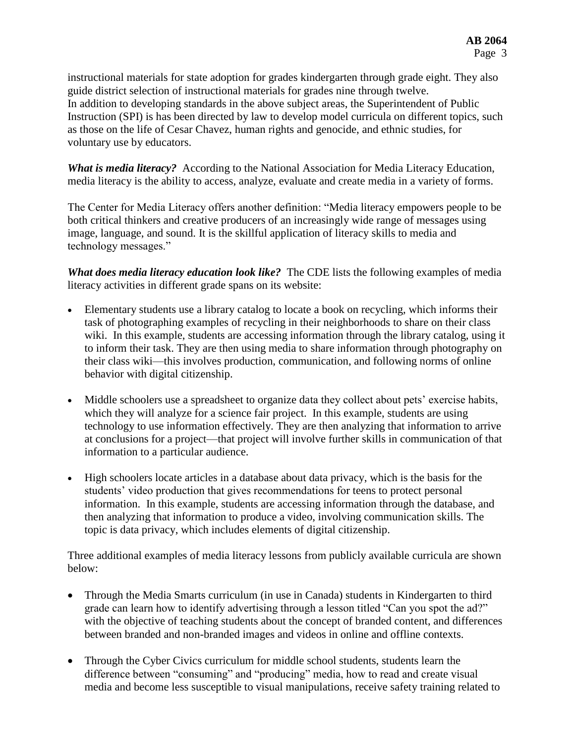instructional materials for state adoption for grades kindergarten through grade eight. They also guide district selection of instructional materials for grades nine through twelve.
In addition to developing standards in the above subject areas, the Superintendent of Public Instruction (SPI) is has been directed by law to develop model curricula on different topics, such as those on the life of Cesar Chavez, human rights and genocide, and ethnic studies, for voluntary use by educators.

***What is media literacy?*** According to the National Association for Media Literacy Education, media literacy is the ability to access, analyze, evaluate and create media in a variety of forms.

The Center for Media Literacy offers another definition: "Media literacy empowers people to be both critical thinkers and creative producers of an increasingly wide range of messages using image, language, and sound. It is the skillful application of literacy skills to media and technology messages."

***What does media literacy education look like?*** The CDE lists the following examples of media literacy activities in different grade spans on its website:

- Elementary students use a library catalog to locate a book on recycling, which informs their task of photographing examples of recycling in their neighborhoods to share on their class wiki. In this example, students are accessing information through the library catalog, using it to inform their task. They are then using media to share information through photography on their class wiki—this involves production, communication, and following norms of online behavior with digital citizenship.

- Middle schoolers use a spreadsheet to organize data they collect about pets' exercise habits, which they will analyze for a science fair project. In this example, students are using technology to use information effectively. They are then analyzing that information to arrive at conclusions for a project—that project will involve further skills in communication of that information to a particular audience.

- High schoolers locate articles in a database about data privacy, which is the basis for the students' video production that gives recommendations for teens to protect personal information. In this example, students are accessing information through the database, and then analyzing that information to produce a video, involving communication skills. The topic is data privacy, which includes elements of digital citizenship.

Three additional examples of media literacy lessons from publicly available curricula are shown below:

- Through the Media Smarts curriculum (in use in Canada) students in Kindergarten to third grade can learn how to identify advertising through a lesson titled "Can you spot the ad?" with the objective of teaching students about the concept of branded content, and differences between branded and non-branded images and videos in online and offline contexts.

- Through the Cyber Civics curriculum for middle school students, students learn the difference between "consuming" and "producing" media, how to read and create visual media and become less susceptible to visual manipulations, receive safety training related to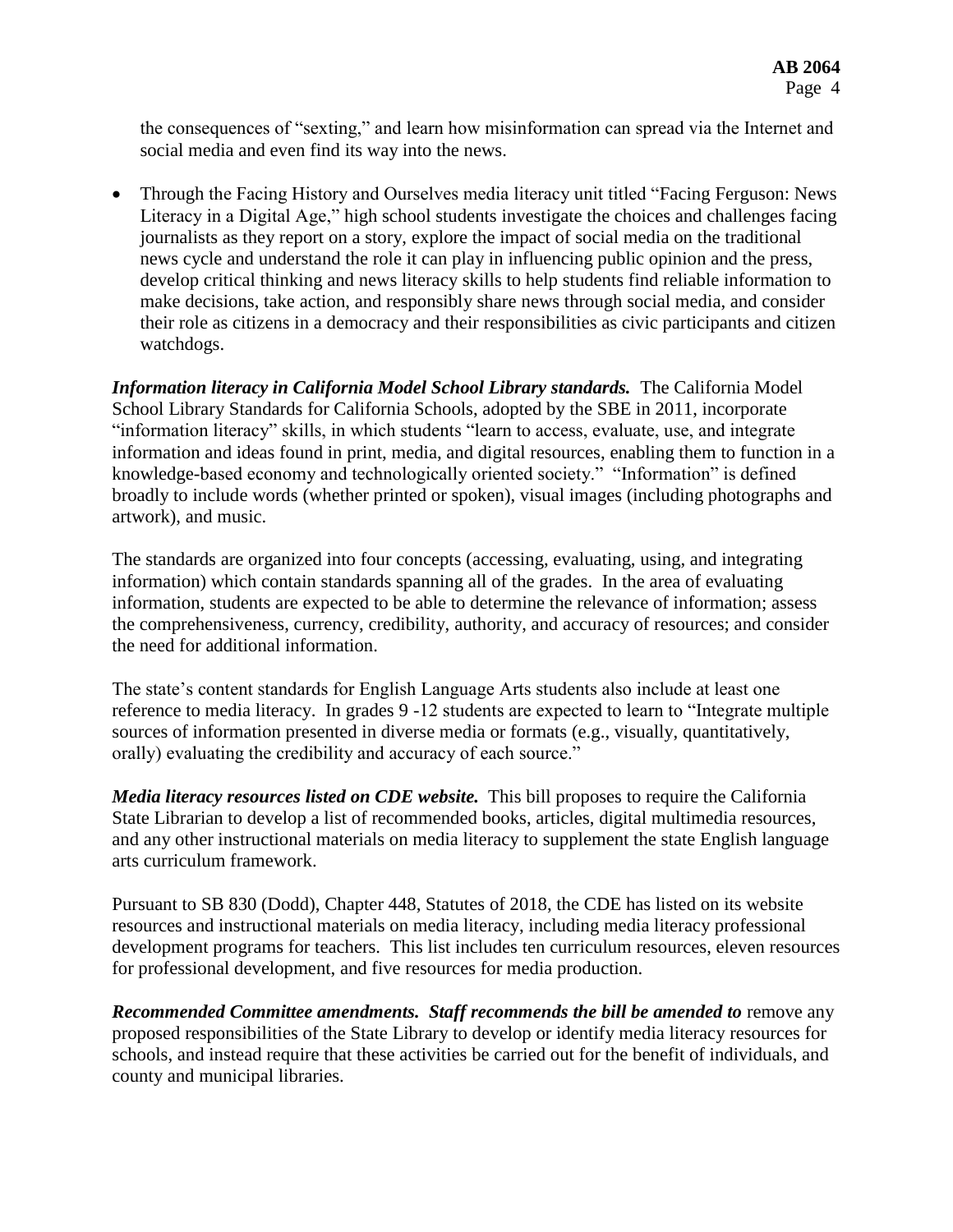the consequences of "sexting," and learn how misinformation can spread via the Internet and social media and even find its way into the news.

- Through the Facing History and Ourselves media literacy unit titled "Facing Ferguson: News Literacy in a Digital Age," high school students investigate the choices and challenges facing journalists as they report on a story, explore the impact of social media on the traditional news cycle and understand the role it can play in influencing public opinion and the press, develop critical thinking and news literacy skills to help students find reliable information to make decisions, take action, and responsibly share news through social media, and consider their role as citizens in a democracy and their responsibilities as civic participants and citizen watchdogs.

***Information literacy in California Model School Library standards.*** The California Model School Library Standards for California Schools, adopted by the SBE in 2011, incorporate "information literacy" skills, in which students "learn to access, evaluate, use, and integrate information and ideas found in print, media, and digital resources, enabling them to function in a knowledge-based economy and technologically oriented society." "Information" is defined broadly to include words (whether printed or spoken), visual images (including photographs and artwork), and music.

The standards are organized into four concepts (accessing, evaluating, using, and integrating information) which contain standards spanning all of the grades. In the area of evaluating information, students are expected to be able to determine the relevance of information; assess the comprehensiveness, currency, credibility, authority, and accuracy of resources; and consider the need for additional information.

The state's content standards for English Language Arts students also include at least one reference to media literacy. In grades 9 -12 students are expected to learn to "Integrate multiple sources of information presented in diverse media or formats (e.g., visually, quantitatively, orally) evaluating the credibility and accuracy of each source."

***Media literacy resources listed on CDE website.*** This bill proposes to require the California State Librarian to develop a list of recommended books, articles, digital multimedia resources, and any other instructional materials on media literacy to supplement the state English language arts curriculum framework.

Pursuant to SB 830 (Dodd), Chapter 448, Statutes of 2018, the CDE has listed on its website resources and instructional materials on media literacy, including media literacy professional development programs for teachers. This list includes ten curriculum resources, eleven resources for professional development, and five resources for media production.

***Recommended Committee amendments. Staff recommends the bill be amended to*** remove any proposed responsibilities of the State Library to develop or identify media literacy resources for schools, and instead require that these activities be carried out for the benefit of individuals, and county and municipal libraries.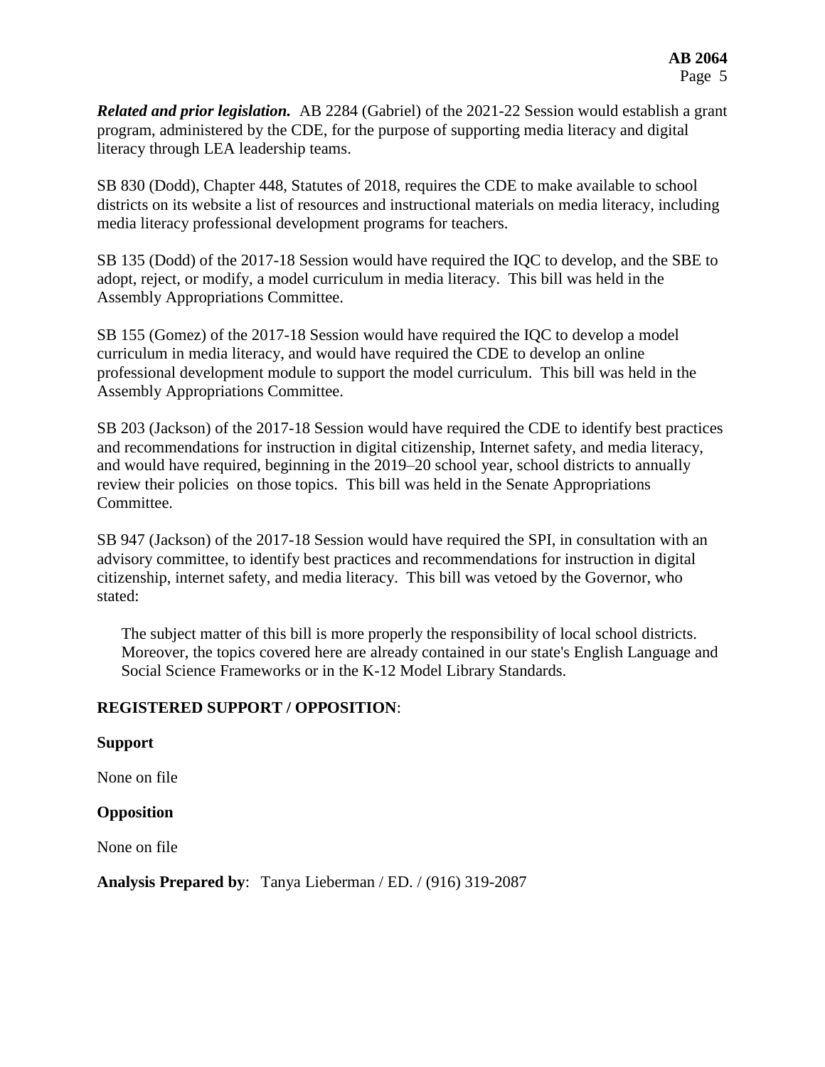***Related and prior legislation.*** AB 2284 (Gabriel) of the 2021-22 Session would establish a grant program, administered by the CDE, for the purpose of supporting media literacy and digital literacy through LEA leadership teams.

SB 830 (Dodd), Chapter 448, Statutes of 2018, requires the CDE to make available to school districts on its website a list of resources and instructional materials on media literacy, including media literacy professional development programs for teachers.

SB 135 (Dodd) of the 2017-18 Session would have required the IQC to develop, and the SBE to adopt, reject, or modify, a model curriculum in media literacy. This bill was held in the Assembly Appropriations Committee.

SB 155 (Gomez) of the 2017-18 Session would have required the IQC to develop a model curriculum in media literacy, and would have required the CDE to develop an online professional development module to support the model curriculum. This bill was held in the Assembly Appropriations Committee.

SB 203 (Jackson) of the 2017-18 Session would have required the CDE to identify best practices and recommendations for instruction in digital citizenship, Internet safety, and media literacy, and would have required, beginning in the 2019–20 school year, school districts to annually review their policies on those topics. This bill was held in the Senate Appropriations Committee.

SB 947 (Jackson) of the 2017-18 Session would have required the SPI, in consultation with an advisory committee, to identify best practices and recommendations for instruction in digital citizenship, internet safety, and media literacy. This bill was vetoed by the Governor, who stated:

> The subject matter of this bill is more properly the responsibility of local school districts. Moreover, the topics covered here are already contained in our state's English Language and Social Science Frameworks or in the K-12 Model Library Standards.

**REGISTERED SUPPORT / OPPOSITION**:

**Support**

None on file

**Opposition**

None on file

**Analysis Prepared by**: Tanya Lieberman / ED. / (916) 319-2087